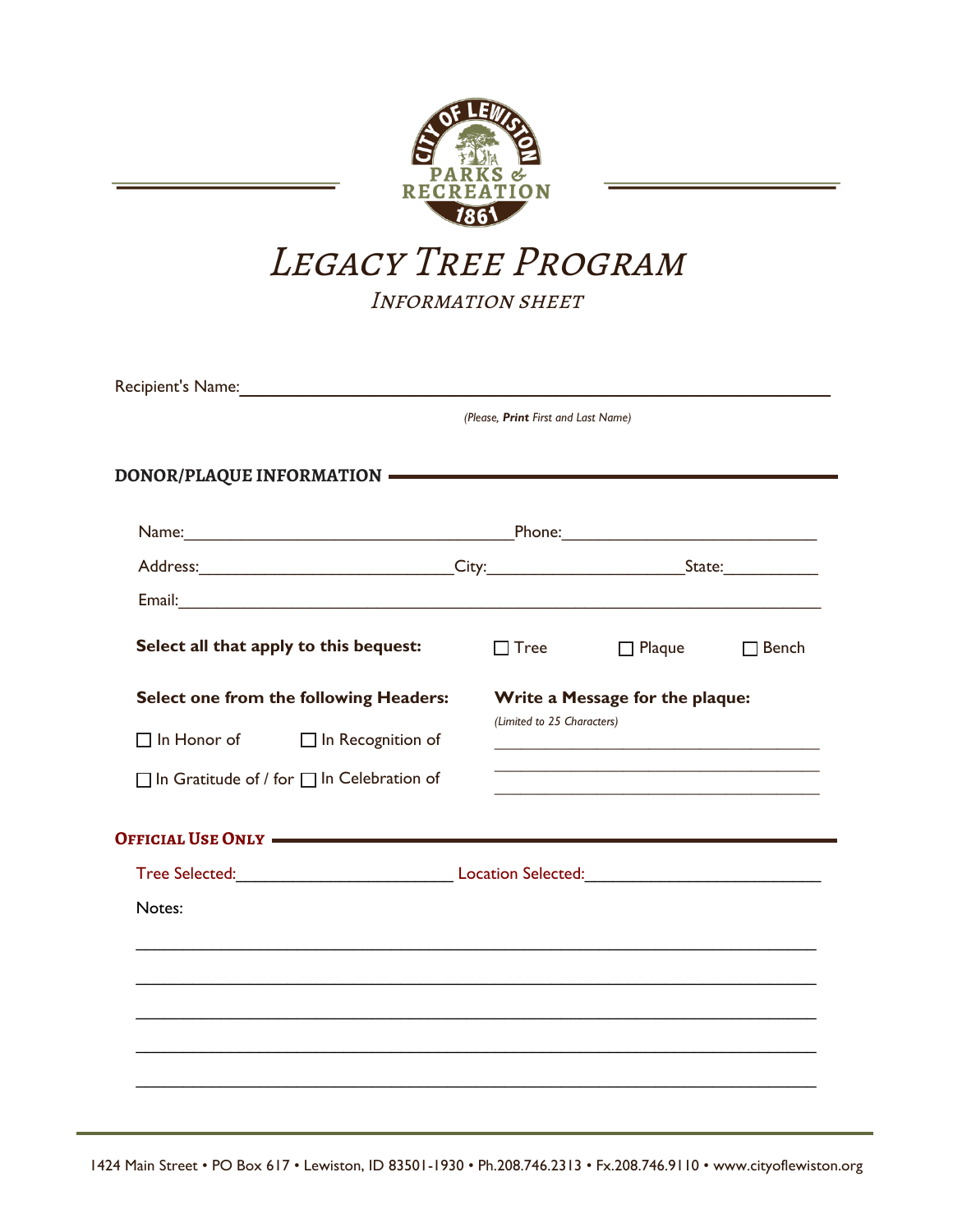CITY OF LEWISTON PARKS & RECREATION 1861

# Legacy Tree Program

## Information Sheet

Recipient's Name:\_\_\_\_\_\_\_\_\_\_\_\_\_\_\_\_\_\_\_\_\_\_\_\_\_\_\_\_\_\_\_\_\_\_\_\_\_\_\_\_\_\_\_\_\_\_\_\_

*(Please, **Print** First and Last Name)*

### DONOR/PLAQUE INFORMATION

Name:\_\_\_\_\_\_\_\_\_\_\_\_\_\_\_\_\_\_\_\_\_\_\_\_\_\_\_\_\_\_\_\_Phone:\_\_\_\_\_\_\_\_\_\_\_\_\_\_\_\_\_\_\_\_\_\_\_\_

Address:\_\_\_\_\_\_\_\_\_\_\_\_\_\_\_\_\_\_\_\_\_\_\_\_City:\_\_\_\_\_\_\_\_\_\_\_\_\_\_\_\_\_\_\_\_State:\_\_\_\_\_\_\_\_\_

Email:\_\_\_\_\_\_\_\_\_\_\_\_\_\_\_\_\_\_\_\_\_\_\_\_\_\_\_\_\_\_\_\_\_\_\_\_\_\_\_\_\_\_\_\_\_\_\_\_\_\_\_\_\_\_\_\_\_\_\_\_

**Select all that apply to this bequest:** ☐ Tree ☐ Plaque ☐ Bench

**Select one from the following Headers:**

☐ In Honor of ☐ In Recognition of

☐ In Gratitude of / for ☐ In Celebration of

**Write a Message for the plaque:**

*(Limited to 25 Characters)*

\_\_\_\_\_\_\_\_\_\_\_\_\_\_\_\_\_\_\_\_\_\_\_\_\_\_\_\_\_\_\_\_\_\_\_\_

\_\_\_\_\_\_\_\_\_\_\_\_\_\_\_\_\_\_\_\_\_\_\_\_\_\_\_\_\_\_\_\_\_\_\_\_

\_\_\_\_\_\_\_\_\_\_\_\_\_\_\_\_\_\_\_\_\_\_\_\_\_\_\_\_\_\_\_\_\_\_\_\_

### Official Use Only

Tree Selected:\_\_\_\_\_\_\_\_\_\_\_\_\_\_\_\_\_\_\_\_\_\_ Location Selected:\_\_\_\_\_\_\_\_\_\_\_\_\_\_\_\_\_\_\_\_\_\_\_

Notes:

\_\_\_\_\_\_\_\_\_\_\_\_\_\_\_\_\_\_\_\_\_\_\_\_\_\_\_\_\_\_\_\_\_\_\_\_\_\_\_\_\_\_\_\_\_\_\_\_\_\_\_\_\_\_\_\_\_\_\_\_\_\_\_\_

\_\_\_\_\_\_\_\_\_\_\_\_\_\_\_\_\_\_\_\_\_\_\_\_\_\_\_\_\_\_\_\_\_\_\_\_\_\_\_\_\_\_\_\_\_\_\_\_\_\_\_\_\_\_\_\_\_\_\_\_\_\_\_\_

\_\_\_\_\_\_\_\_\_\_\_\_\_\_\_\_\_\_\_\_\_\_\_\_\_\_\_\_\_\_\_\_\_\_\_\_\_\_\_\_\_\_\_\_\_\_\_\_\_\_\_\_\_\_\_\_\_\_\_\_\_\_\_\_

\_\_\_\_\_\_\_\_\_\_\_\_\_\_\_\_\_\_\_\_\_\_\_\_\_\_\_\_\_\_\_\_\_\_\_\_\_\_\_\_\_\_\_\_\_\_\_\_\_\_\_\_\_\_\_\_\_\_\_\_\_\_\_\_

\_\_\_\_\_\_\_\_\_\_\_\_\_\_\_\_\_\_\_\_\_\_\_\_\_\_\_\_\_\_\_\_\_\_\_\_\_\_\_\_\_\_\_\_\_\_\_\_\_\_\_\_\_\_\_\_\_\_\_\_\_\_\_\_

1424 Main Street • PO Box 617 • Lewiston, ID 83501-1930 • Ph.208.746.2313 • Fx.208.746.9110 • www.cityoflewiston.org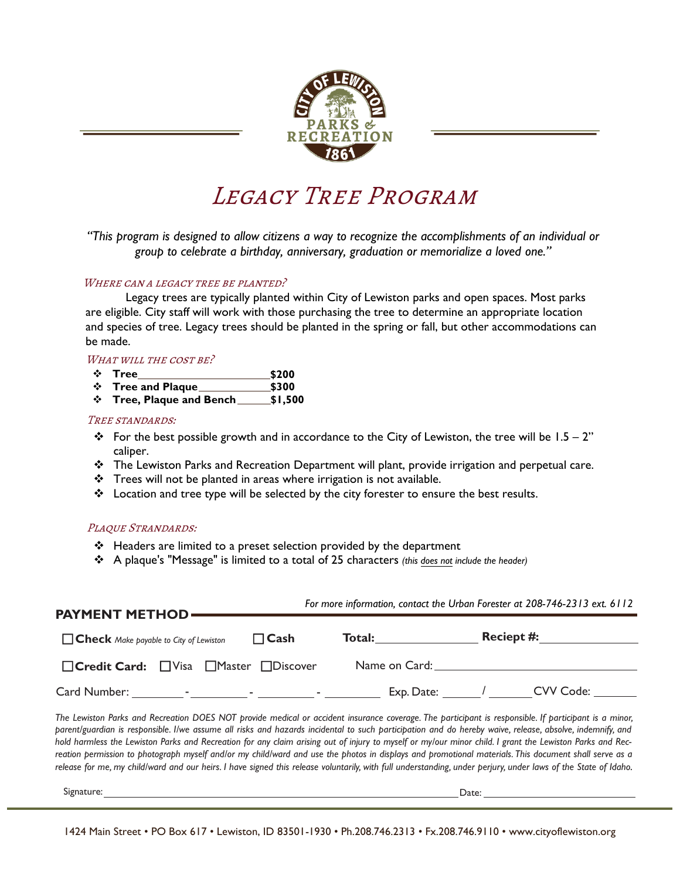# Legacy Tree Program

*"This program is designed to allow citizens a way to recognize the accomplishments of an individual or group to celebrate a birthday, anniversary, graduation or memorialize a loved one."*

### *Where can a legacy tree be planted?*

Legacy trees are typically planted within City of Lewiston parks and open spaces. Most parks are eligible. City staff will work with those purchasing the tree to determine an appropriate location and species of tree. Legacy trees should be planted in the spring or fall, but other accommodations can be made.

### *What will the cost be?*

- **Tree \_\_\_\_\_\_\_\_\_\_ $200**
- **Tree and Plaque \_\_\_\_\_\_\_\_\_\_ $300**
- **Tree, Plaque and Bench \_\_\_\_\_\_\_\_\_\_ $1,500**

### *Tree standards:*

- For the best possible growth and in accordance to the City of Lewiston, the tree will be 1.5 – 2" caliper.
- The Lewiston Parks and Recreation Department will plant, provide irrigation and perpetual care.
- Trees will not be planted in areas where irrigation is not available.
- Location and tree type will be selected by the city forester to ensure the best results.

### *Plaque Strandards:*

- Headers are limited to a preset selection provided by the department
- A plaque's "Message" is limited to a total of 25 characters *(this does not include the header)*

*For more information, contact the Urban Forester at 208-746-2313 ext. 6112*

## PAYMENT METHOD

☐ **Check** *Make payable to City of Lewiston* ☐ **Cash** **Total:** \_\_\_\_\_\_\_\_\_\_ **Reciept #:** \_\_\_\_\_\_\_\_\_\_

☐ **Credit Card:** ☐ Visa ☐ Master ☐ Discover Name on Card: \_\_\_\_\_\_\_\_\_\_

Card Number: \_\_\_\_\_ - \_\_\_\_\_ - \_\_\_\_\_ - \_\_\_\_\_ Exp. Date: \_\_\_\_ / \_\_\_\_ CVV Code: \_\_\_\_\_

*The Lewiston Parks and Recreation DOES NOT provide medical or accident insurance coverage. The participant is responsible. If participant is a minor, parent/guardian is responsible. I/we assume all risks and hazards incidental to such participation and do hereby waive, release, absolve, indemnify, and hold harmless the Lewiston Parks and Recreation for any claim arising out of injury to myself or my/our minor child. I grant the Lewiston Parks and Recreation permission to photograph myself and/or my child/ward and use the photos in displays and promotional materials. This document shall serve as a release for me, my child/ward and our heirs. I have signed this release voluntarily, with full understanding, under perjury, under laws of the State of Idaho.*

Signature: \_\_\_\_\_\_\_\_\_\_\_\_\_\_\_\_\_\_\_\_ Date: \_\_\_\_\_\_\_\_\_\_

1424 Main Street • PO Box 617 • Lewiston, ID 83501-1930 • Ph.208.746.2313 • Fx.208.746.9110 • www.cityoflewiston.org